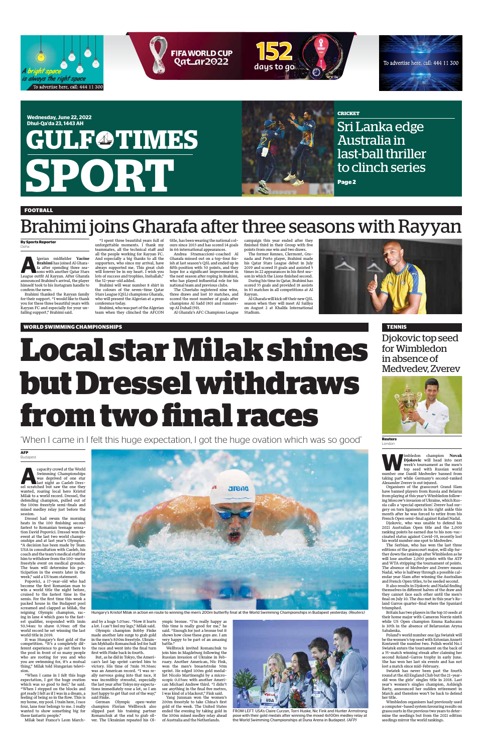A bright space is always the right space

To advertise here, call: 444 11 300

FIFA WORLD CUP Qatar2022

152 days to go

To advertise here, call: 444 11 300

Wednesday, June 22, 2022
Dhul-Qa'da 23, 1443 AH

# GULF TIMES SPORT

CRICKET

## Sri Lanka edge Australia in last-ball thriller to clinch series

Page 2

FOOTBALL

# Brahimi joins Gharafa after three seasons with Rayyan

By Sports Reporter
Doha

Algerian midfielder **Yacine Brahimi** has joined Al Gharafa after spending three seasons with another Qatar Stars League outfit Al Rayyan. After Gharafa announced Brahimi's arrival, the player himself took to his Instagram handle to confirm the news.

Brahimi thanked the Rayyan family for their support. "I would like to thank you for these three beautiful years with Rayyan FC and especially for your unfailing support," Brahimi said.

"I spent three beautiful years full of unforgettable moments. I thank my teammates, all the technical staff and all the people working for Rayyan FC. And especially a big thanks to all the supporters, who since my arrival, have always supported me. This great club will forever be in my heart. I wish you lots of success and trophies, Inshallah," the 32-year-old added.

Brahimi will wear number 8 shirt in the colours of the seven-time Qatar Stars League (QSL) champions Gharafa, who will present the Algerian at a press conference today.

Brahimi, who was part of the Algerian team when they clinched the AFCON title, has been wearing the national colours since 2013 and has scored 14 goals in 66 international appearances.

Andrea Stramaccioni-coached Al Gharafa missed out on a top-four finish at last season's QSL and ended up in fifth position with 30 points, and they hope for a significant improvement in the next season after roping in Brahimi, who has played influential role for his national team and previous clubs.

The Cheetahs registered nine wins, three draws and lost 10 matches, and scored the most number of goals after champions Al Sadd (80) and runners-up Al Duhail (59).

Al Gharafa's AFC Champions League campaign this year ended after they finished third in their Group with five points from one win and two draws.

The former Rennes, Clermont, Granada and Porto player, Brahimi made his Qatar Stars League debut in July 2019 and scored 15 goals and assisted 5 times in 22 appearances in his first season in which the Lions finished second.

During his time in Qatar, Brahimi has scored 33 goals and provided 18 assists in 83 matches in all competitions at Al Rayyan.

Al Gharafa will kick off their new QSL season when they will meet Al Sailiya on August 2 at Khalifa International Stadium.

WORLD SWIMMING CHAMPIONSHIPS

# Local star Milak shines but Dressel withdraws from two final races

'When I came in I felt this huge expectation, I got the huge ovation which was so good'

AFP
Budapest

A capacity crowd at the World Swimming Championships was deprived of one star last night as Caeleb Dressel scratched but saw the one they wanted, roaring local hero Kristof Milak to a world record. Dressel, the defending champion, pulled out of the 100m freestyle semi-finals and mixed medley relay just before the session.

Dressel had swum the morning heats in the 100 finishing second fastest to Romanian teenage sensation David Popovici. Dressel won the event at the last two world championships and at last year's Olympics. "A decision has been made by Team USA in consultation with Caeleb, his coach and the team's medical staff for him to withdraw from the 100-metre freestyle event on medical grounds. The team will determine his participation in the events later in the week," said a US team statement.

Popovici, a 17-year-old who had become the first Romanian man to win a world title the night before, cruised to the fastest time in the semis. For the first time this week a packed house in the Budapest pool screamed and clapped as Milak, the reigning Olympic champion, racing in lane 4 which goes to the fastest qualifier, responded with 1min 50.34sec to shave 0.38sec off the world record he set winning the last world title in 2019.

It was Hungary's first gold of the competition. "It's a completely different experience to go out there to the pool in front of so many people who are rooting for you and who you are swimming for, it's a mutual thing," Milak told Hungarian television.

"When I came in I felt this huge expectation, I got the huge ovation which was so good to feel," he said. "When I stepped on the blocks and got ready I felt as if I was in a dream, a feeling of being so in the flow. This is my home, my pool. I train here. I race four, lane four belongs to me. I really wanted to show something big for these fantastic people."

Milak beat France's Leon Marchand by a huge 3.03sec. "Now it hurts a lot. I can't feel my legs," Milak said.

Olympic champion Bobby Finke made another late surge to grab gold in the men's 800m freestyle. Ukrainian Mykhailo Romanchuk led for half the race and went into the final turn first with Finke back in fourth.

But, as he did in Tokyo, the American's last lap sprint carried him to victory. His time of 7min 39.36sec was an American record. "I was really nervous going into that race, it was incredibly stressful, especially the last year after Tokyo my expectations immediately rose a lot, so I am just happy to get that out of the way," said Finke.

German Olympic open-water champion Florian Wellbrock also slipped past his training partner Romanchuk at the end to grab silver. The Ukrainian repeated his Olympic bronze. "I'm really happy as this time is really good for me," he said. "Enough for just a bronze but it shows how close these guys are. I am very happy to be part of an amazing battle."

Wellbrock invited Romanchuk to join him in Magdeburg following the Russian invasion of Ukraine in February. Another American, Nic Fink, won the men's breaststroke 50m sprint. He edged 100m gold medallist Nicolo Martinenghi by a microscopic 0.03sec with another American Michael Andrew third. "I didn't see anything in the final five metres, I was kind of a blackout," Fink said.

Yang Junxuan won the women's 200m freestyle to take China's first gold of the week. The United States ended the evening by taking gold in the 100m mixed medley relay ahead of Australia and the Netherlands.

Hungary's Kristof Milak in action en route to winning the men's 200m butterfly final at the World Swimming Championships in Budapest yesterday. *(Reuters)*

FROM LEFT: USA's Claire Curzan, Torri Huske, Nic Fink and Hunter Armstrong pose with their gold medals after winning the mixed 4x100m medley relay at the World Swimming Championships at Duna Arena in Budapest. *(AFP)*

TENNIS

## Djokovic top seed for Wimbledon in absence of Medvedev, Zverev

Reuters
London

Wimbledon champion **Novak Djokovic** will head into next week's tournament as the men's top seed with Russian world number one Daniil Medvedev banned from taking part while Germany's second-ranked Alexander Zverev is out injured.

Organisers of the grasscourt Grand Slam have banned players from Russia and Belarus from playing at this year's Wimbledon following Moscow's invasion of Ukraine, which Russia calls a 'special operation'. Zverev had surgery on torn ligaments in his right ankle this month after he was forced to retire from his French Open semi-final against Rafael Nadal.

Djokovic, who was unable to defend his 2021 Australian Open title and the 2,000 ranking points he earned due to his non-vaccinated status against Covid-19, recently lost his world number one spot to Medvedev.

The Serbian, who has won the last three editions of the grasscourt major, will slip further down the rankings after Wimbledon as he will lose another 2,000 points with the ATP and WTA stripping the tournament of points. The absence of Medvedev and Zverev means Nadal, who is halfway through a possible calendar year Slam after winning the Australian and French Open titles, to be seeded second.

It also results in Djokovic and Nadal finding themselves in different halves of the draw and they cannot face each other until the men's final on July 10. The duo met in this year's Roland Garros quarter-final where the Spaniard triumphed.

Britain has two players in the top 10 seeds at their home major with Cameron Norrie ninth while US Open champion Emma Raducanu is 10th in the absence of Belarussian Aryna Sabalenka.

Poland's world number one Iga Swiatek will be the women's top seed with Estonian Annett Kontaveit the number two. Polish world No.1 Swiatek enters the tournament on the back of a 35-match winning streak after claiming her second Roland-Garros trophy in early June. She has won her last six events and has not lost a match since mid-February.

Swiatek has never been past the fourth round at the All England Club but the 21-year-old won the girls' singles title in 2018. Last year's women's singles champion, Ashleigh Barty, announced her sudden retirement in March and therefore won't be back to defend her title.

Wimbledon organisers had previously used a computer-based system favouring results on grasscourts in the previous two years to determine the seedings but from the 2021 edition seedings mirror the world rankings.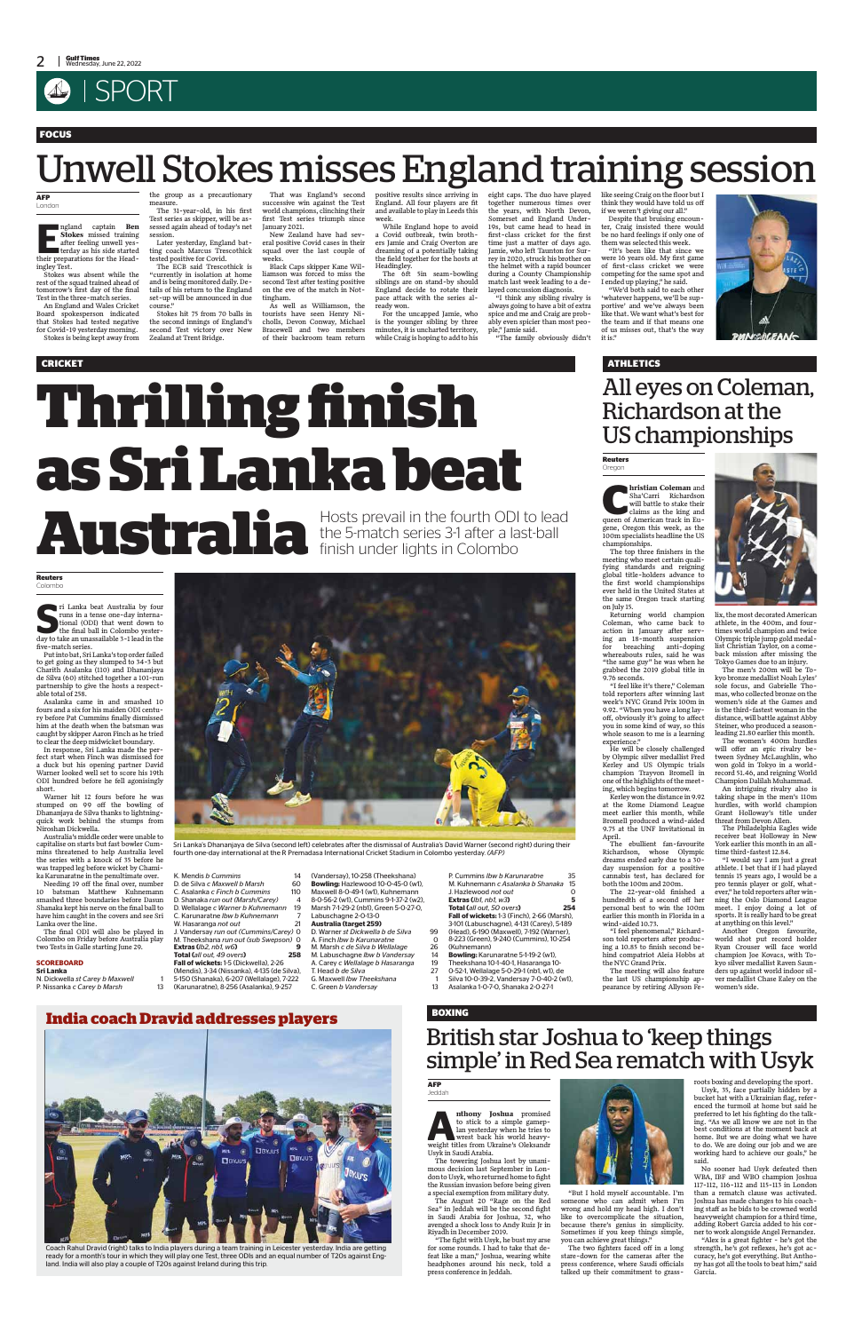# SPORT

FOCUS

# Unwell Stokes misses England training session

**AFP**
London

England captain Ben Stokes missed training after feeling unwell yesterday as his side started their preparations for the Headingley Test.

Stokes was absent while the rest of the squad trained ahead of tomorrow's first day of the final Test in the three-match series.

An England and Wales Cricket Board spokesperson indicated that Stokes had tested negative for Covid-19 yesterday morning.

Stokes is being kept away from the group as a precautionary measure.

The 31-year-old, in his first Test series as skipper, will be assessed again ahead of today's net session.

Later yesterday, England batting coach Marcus Trescothick tested positive for Covid.

The ECB said Trescothick is "currently in isolation at home and is being monitored daily. Details of his return to the England set-up will be announced in due course."

Stokes hit 75 from 70 balls in the second innings of England's second Test victory over New Zealand at Trent Bridge.

That was England's second successive win against the Test world champions, clinching their first Test series triumph since January 2021.

New Zealand have had several positive Covid cases in their training squad over the last couple of weeks.

Black Caps skipper Kane Williamson was forced to miss the second Test after testing positive on the eve of the match in Nottingham.

As well as Williamson, the tourists have seen Henry Nicholls, Devon Conway, Michael Bracewell and two members of their backroom team return positive results since arriving in England. All four players are fit and available to play in Leeds this week.

While England hope to avoid a Covid outbreak, twin brothers Jamie and Craig Overton are dreaming of a potentially taking the field together for the hosts at Headingley.

The 6ft 5in seam-bowling siblings are on stand-by should England decide to rotate their pace attack with the series already won.

For the uncapped Jamie, who is the younger sibling by three minutes, it is uncharted territory, while Craig is hoping to add to his eight caps. The duo have played together numerous times over the years, with North Devon, Somerset and England Under-19s, but came head to head in first-class cricket for the first time just a matter of days ago.

Jamie, who left Taunton for Surrey in 2020, struck his brother on the helmet with a rapid bouncer during a County Championship match last week leading to a delayed concussion diagnosis.

"I think any sibling rivalry is always going to have a bit of extra spice and me and Craig are probably even spicier than most people," Jamie said.

"The family obviously didn't like seeing Craig on the floor but I think they would have told us off if we weren't giving our all."

Despite that bruising encounter, Craig insisted there would be no hard feelings if only one of them was selected this week.

"It's been like that since we were 16 years old. My first game of first-class cricket we were competing for the same spot and I ended up playing," he said.

"We'd both said to each other 'whatever happens, we'll be supportive' and we've always been like that. We want what's best for the team and if that means one of us misses out, that's the way it is."

CRICKET

# Thrilling finish as Sri Lanka beat Australia

Hosts prevail in the fourth ODI to lead the 5-match series 3-1 after a last-ball finish under lights in Colombo

**Reuters**
Colombo

Sri Lanka beat Australia by four runs in a tense one-day international (ODI) that went down to the final ball in Colombo yesterday to take an unassailable 3-1 lead in the five-match series.

Put into bat, Sri Lanka's top order failed to get going as they slumped to 34-3 but Charith Asalanka (110) and Dhananjaya de Silva (60) stitched together a 101-run partnership to give the hosts a respectable total of 258.

Asalanka came in and smashed 10 fours and a six for his maiden ODI century before Pat Cummins finally dismissed him at the death when the batsman was caught by skipper Aaron Finch as he tried to clear the deep midwicket boundary.

In response, Sri Lanka made the perfect start when Finch was dismissed for a duck but his opening partner David Warner looked well set to score his 19th ODI hundred before he fell agonisingly short.

Warner hit 12 fours before he was stumped on 99 off the bowling of Dhananjaya de Silva thanks to lightning-quick work behind the stumps from Niroshan Dickwella.

Australia's middle order were unable to capitalise on starts but fast bowler Cummins threatened to help Australia level the series with a knock of 35 before he was trapped leg before wicket by Chamika Karunaratne in the penultimate over.

Needing 19 off the final over, number 10 batsman Matthew Kuhnemann smashed three boundaries before Dasun Shanaka kept his nerve on the final ball to have him caught in the covers and see Sri Lanka over the line.

The final ODI will also be played in Colombo on Friday before Australia play two Tests in Galle starting June 29.

Sri Lanka's Dhananjaya de Silva (second left) celebrates after the dismissal of Australia's David Warner (second right) during their fourth one-day international at the R Premadasa International Cricket Stadium in Colombo yesterday. *(AFP)*

**SCOREBOARD**

**Sri Lanka**

| | |
|---|---|
| N. Dickwella *st Carey b Maxwell* | 1 |
| P. Nissanka *c Carey b Marsh* | 13 |
| K. Mendis *b Cummins* | 14 |
| D. de Silva *c Maxwell b Marsh* | 60 |
| C. Asalanka *c Finch b Cummins* | 110 |
| D. Shanaka *run out (Marsh/Carey)* | 4 |
| D. Wellalage *c Warner b Kuhnemann* | 19 |
| C. Karunaratne *lbw b Kuhnemann* | 7 |
| W. Hasaranga *not out* | 21 |
| J. Vandersay *run out (Cummins/Carey)* | 0 |
| M. Theekshana *run out (sub Swepson)* | 0 |
| **Extras** (lb2, nb1, w6) | 9 |
| **Total** (all out, 49 overs) | 258 |

**Fall of wickets:** 1-5 (Dickwella), 2-26 (Mendis), 3-34 (Nissanka), 4-135 (de Silva), 5-150 (Shanaka), 6-207 (Wellalage), 7-222 (Karunaratne), 8-256 (Asalanka), 9-257 (Vandersay), 10-258 (Theekshana)

**Bowling:** Hazlewood 10-0-45-0 (w1), Maxwell 8-0-49-1 (w1), Kuhnemann 8-0-56-2 (w1), Cummins 9-1-37-2 (w2), Marsh 7-1-29-2 (nb1), Green 5-0-27-0, Labuschagne 2-0-13-0

**Australia (target 259)**

| | |
|---|---|
| D. Warner *st Dickwella b de Silva* | 99 |
| A. Finch *lbw b Karunaratne* | 0 |
| M. Marsh *c de Silva b Wellalage* | 26 |
| M. Labuschagne *lbw b Vandersay* | 14 |
| A. Carey *c Wellalage b Hasaranga* | 19 |
| T. Head *b de Silva* | 27 |
| G. Maxwell *lbw b Theekshana* | 1 |
| C. Green *b Vandersay* | 13 |
| P. Cummins *lbw b Karunaratne* | 35 |
| M. Kuhnemann *c Asalanka b Shanaka* | 15 |
| J. Hazlewood *not out* | 0 |
| **Extras** (lb1, nb1, w3) | 5 |
| **Total** (all out, 50 overs) | 254 |

**Fall of wickets:** 1-3 (Finch), 2-66 (Marsh), 3-101 (Labuschagne), 4-131 (Carey), 5-189 (Head), 6-190 (Maxwell), 7-192 (Warner), 8-223 (Green), 9-240 (Cummins), 10-254 (Kuhnemann)

**Bowling:** Karunaratne 5-1-19-2 (w1), Theekshana 10-1-40-1, Hasaranga 10-0-52-1, Wellalage 5-0-29-1 (nb1, w1), de Silva 10-0-39-2, Vandersay 7-0-40-2 (w1), Asalanka 1-0-7-0, Shanaka 2-0-27-1

ATHLETICS

# All eyes on Coleman, Richardson at the US championships

**Reuters**
Oregon

Christian Coleman and Sha'Carri Richardson will battle to stake their claims as the king and queen of American track in Eugene, Oregon this week, as the 100m specialists headline the US championships.

The top three finishers in the meeting who meet certain qualifying standards and reigning global title-holders advance to the first world championships ever held in the United States at the same Oregon track starting on July 15.

Returning world champion Coleman, who came back to action in January after serving an 18-month suspension for breaching anti-doping whereabouts rules, said he was the "the same guy" he was when he grabbed the 2019 global title in 9.76 seconds.

"I feel like it's there," Coleman told reporters after winning last week's NYC Grand Prix 100m in 9.92. "When you have a long layoff, obviously it's going to affect you in some kind of way, so this whole season to me is a learning experience."

He will be closely challenged by Olympic silver medallist Fred Kerley and US Olympic trials champion Trayvon Bromell in one of the highlights of the meeting, which begins tomorrow.

Kerley won the distance in 9.92 at the Rome Diamond League meet earlier this month, while Bromell produced a wind-aided 9.75 at the UNF Invitational in April.

The ebullient fan-favourite Richardson, whose Olympic dreams ended early due to a 30-day suspension for a positive cannabis test, has declared for both the 100m and 200m.

The 22-year-old finished a hundredth of a second off her personal best to win the 100m earlier this month in Florida in a wind-aided 10.73.

"I feel phenomenal," Richardson told reporters after producing a 10.85 to finish second behind compatriot Aleia Hobbs at the NYC Grand Prix.

The meeting will also feature the last US championship appearance by retiring Allyson Felix, the most decorated American athlete, in the 400m, and four-times world champion and twice Olympic triple jump gold medallist Christian Taylor, on a comeback mission after missing the Tokyo Games due to an injury.

The men's 200m will be Tokyo bronze medallist Noah Lyles' sole focus, and Gabrielle Thomas, who collected bronze on the women's side at the Games and is the third-fastest woman in the distance, will battle against Abby Steiner, who produced a season-leading 21.80 earlier this month.

The women's 400m hurdles will offer an epic rivalry between Sydney McLaughlin, who won gold in Tokyo in a world-record 51.46, and reigning World Champion Dalilah Muhammad.

An intriguing rivalry also is taking shape in the men's 110m hurdles, with world champion Grant Holloway's title under threat from Devon Allen.

The Philadelphia Eagles wide receiver beat Holloway in New York earlier this month in an all-time third-fastest 12.84.

"I would say I am just a great athlete. I bet that if I had played tennis 15 years ago, I would be a pro tennis player or golf, whatever," he told reporters after winning the Oslo Diamond League meet. I enjoy doing a lot of sports. It is really hard to be great at anything on this level."

Another Oregon favourite, world shot put record holder Ryan Crouser will face world champion Joe Kovacs, with Tokyo silver medallist Raven Saunders up against world indoor silver medallist Chase Ealey on the women's side.

## India coach Dravid addresses players

Coach Rahul Dravid (right) talks to India players during a team training session in Leicester yesterday. India are getting ready for a month's tour in which they will play one Test, three ODIs and an equal number of T20s against England. India will also play a couple of T20s against Ireland during the trip.

BOXING

# British star Joshua to 'keep things simple' in Red Sea rematch with Usyk

**AFP**
Jeddah

Anthony Joshua promised to stick to a simple gameplan yesterday when he tries to wrest back his world heavyweight titles from Ukraine's Oleksandr Usyk in Saudi Arabia.

The towering Joshua lost by unanimous decision last September in London to Usyk, who returned home to fight the Russian invasion before being given a special exemption from military duty.

The August 20 "Rage on the Red Sea" in Jeddah will be the second fight in Saudi Arabia for Joshua, 32, who avenged a shock loss to Andy Ruiz Jr in Riyadh in December 2019.

"The fight with Usyk, he bust my arse for some rounds. I had to take that defeat like a man," Joshua, wearing white headphones around his neck, told a press conference in Jeddah.

"But I hold myself accountable. I'm someone who can admit when I'm wrong and hold my head high. I don't like to overcomplicate the situation, because there's genius in simplicity. Sometimes if you keep things simple, you can achieve great things."

The two fighters faced off in a long stare-down for the cameras after the press conference, where Saudi officials talked up their commitment to grass-roots boxing and developing the sport.

Usyk, 35, face partially hidden by a bucket hat with a Ukrainian flag, referenced the turmoil at home but said he preferred to let his fighting do the talking. "As we all know we are not in the best conditions at the moment back at home. But we are doing what we have to do. We are doing our job and we are working hard to achieve our goals," he said.

No sooner had Usyk defeated then WBA, IBF and WBO champion Joshua 117-112, 116-112 and 115-113 in London than a rematch clause was activated. Joshua has made changes to his coaching staff as he bids to be crowned world heavyweight champion for a third time, adding Robert Garcia added to his corner to work alongside Angel Fernandez.

"Alex is a great fighter - he's got the strength, he's got reflexes, he's got accuracy, he's got everything. But Anthony has got all the tools to beat him," said Garcia.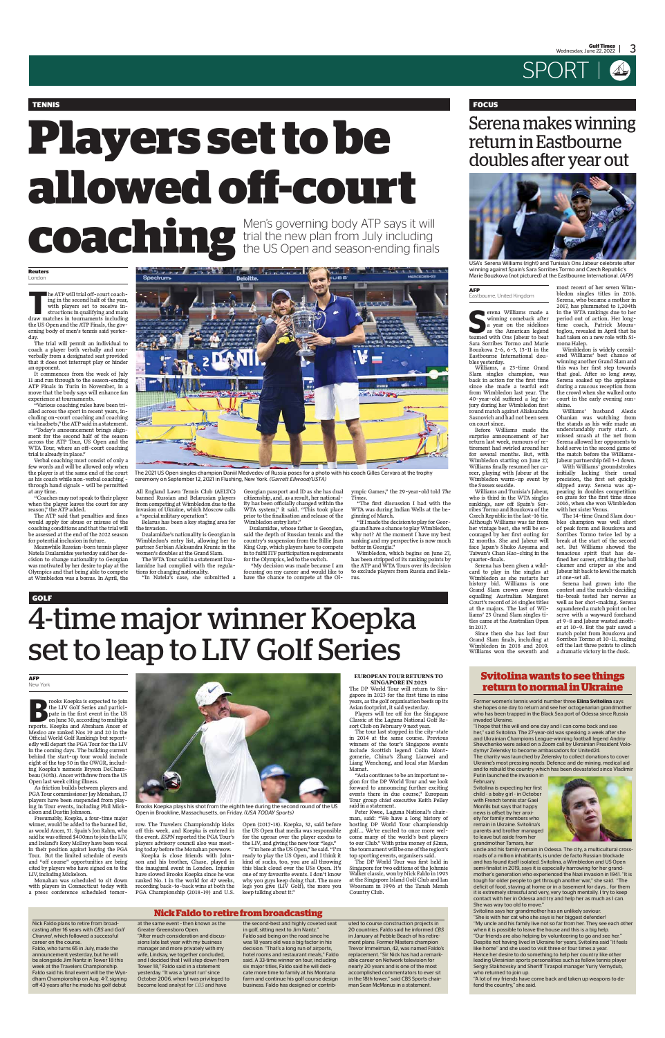# SPORT

## TENNIS

# Players set to be allowed off-court coaching

Men's governing body ATP says it will trial the new plan from July including the US Open and season-ending finals

**Reuters**
London

The ATP will trial off-court coaching in the second half of the year, with players set to receive instructions in qualifying and main draw matches in tournaments including the US Open and the ATP Finals, the governing body of men's tennis said yesterday.

The trial will permit an individual to coach a player both verbally and nonverbally from a designated seat provided that it does not interrupt play or hinder an opponent.

It commences from the week of July 11 and run through to the season-ending ATP Finals in Turin in November, in a move that the body says will enhance fan experience at tournaments.

"Various coaching rules have been trialled across the sport in recent years, including on-court coaching and coaching via headsets," the ATP said in a statement.

"Today's announcement brings alignment for the second half of the season across the ATP Tour, US Open and the WTA Tour, where an off-court coaching trial is already in place."

Verbal coaching must consist of only a few words and will be allowed only when the player is at the same end of the court as his coach while non-verbal coaching - through hand signals - will be permitted at any time.

"Coaches may not speak to their player when the player leaves the court for any reason," the ATP added.

The ATP said that penalties and fines would apply for abuse or misuse of the coaching conditions and that the trial will be assessed at the end of the 2022 season for potential inclusion in future.

Meanwhile Russian-born tennis player Natela Dzalamidze yesterday said her decision to change nationality to Georgian was motivated by her desire to play at the Olympics and that being able to compete at Wimbledon was a bonus. In April, the All England Lawn Tennis Club (AELTC) banned Russian and Belarusian players from competing at Wimbledon due to the invasion of Ukraine, which Moscow calls a "special military operation".

Belarus has been a key staging area for the invasion.

Dzalamidze's nationality is Georgian in Wimbledon's entry list, allowing her to partner Serbian Aleksandra Krunic in the women's doubles at the Grand Slam.

The WTA Tour said in a statement Dzalamidze had complied with the regulations for changing nationality.

"In Natela's case, she submitted a Georgian passport and ID as she has dual citizenship, and, as a result, her nationality has been officially changed within the WTA system," it said. "This took place prior to the finalisation and release of the Wimbledon entry lists."

Dzalamidze, whose father is Georgian, said the depth of Russian tennis and the country's suspension from the Billie Jean King Cup, which players have to compete in to fulfil ITF participation requirements for the Olympics, led to the switch.

"My decision was made because I am focusing on my career and would like to have the chance to compete at the Olympic Games," the 29-year-old told *The Times*.

"The first discussion I had with the WTA was during Indian Wells at the beginning of March.

"If I made the decision to play for Georgia and have a chance to play Wimbledon, why not? At the moment I have my best ranking and my perspective is now much better in Georgia."

Wimbledon, which begins on June 27, has been stripped of its ranking points by the ATP and WTA Tours over its decision to exclude players from Russia and Belarus.

The 2021 US Open singles champion Daniil Medvedev of Russia poses for a photo with his coach Gilles Cervara at the trophy ceremony on September 12, 2021 in Flushing, New York. *(Garrett Ellwood/USTA)*

## GOLF

# 4-time major winner Koepka set to leap to LIV Golf Series

**AFP**
New York

Brooks Koepka is expected to join the LIV Golf Series and participate in the first event in the US on June 30, according to multiple reports. Koepka and Abraham Ancer of Mexico are ranked Nos 19 and 20 in the Official World Golf Rankings but reportedly will depart the PGA Tour for the LIV in the coming days. The building current behind the start-up tour would include eight of the top 30 in the OWGR, including Koepka's nemesis Bryson DeChambeau (30th). Ancer withdrew from the US Open last week citing illness.

As friction builds between players and PGA Tour commissioner Jay Monahan, 17 players have been suspended from playing in Tour events, including Phil Mickelson and Dustin Johnson.

Presumably, Koepka, a four-time major winner, would be added to the banned list, as would Ancer, 31. Spain's Jon Rahm, who said he was offered $400mn to join the LIV, and Ireland's Rory McIlroy have been vocal in their position against leaving the PGA Tour. But the limited schedule of events and "off course" opportunities are being cited by players who have signed on to the LIV, including Mickelson.

Monahan was scheduled to sit down with players in Connecticut today with a press conference scheduled tomorrow. The Travelers Championship kicks off this week, and Koepka is entered in the event. *ESPN* reported the PGA Tour's players advisory council also was meeting today before the Monahan powwow.

Koepka is close friends with Johnson and his brother, Chase, played in the inaugural event in London. Injuries have slowed Brooks Koepka since he was ranked No. 1 in the world for 47 weeks, recording back-to-back wins at both the PGA Championship (2018-19) and U.S. Open (2017-18). Koepka, 32, said before the US Open that media was responsible for the uproar over the player exodus to the LIV, and giving the new tour "legs."

"I'm here at the US Open," he said. "I'm ready to play the US Open, and I think it kind of sucks, too, you are all throwing this black cloud over the USs Open. It's one of my favourite events. I don't know why you guys keep doing that. The more legs you give (LIV Golf), the more you keep talking about it."

Brooks Koepka plays his shot from the eighth tee during the second round of the US Open in Brookline, Massachusetts, on Friday. *(USA TODAY Sports)*

### EUROPEAN TOUR RETURNS TO SINGAPORE IN 2023

The DP World Tour will return to Singapore in 2023 for the first time in nine years, as the golf organisation beefs up its Asian footprint, it said yesterday.

Players will tee off for the Singapore Classic at the Laguna National Golf Resort Club on February 9 next year.

The tour last stopped in the city-state in 2014 at the same course. Previous winners of the tour's Singapore events include Scottish legend Colin Montgomerie, China's Zhang Lianwei and Liang Wenchong, and local star Mardan Mamat.

"Asia continues to be an important region for the DP World Tour and we look forward to announcing further exciting events there in due course," European Tour group chief executive Keith Pelley said in a statement.

Peter Kwee, Laguna National's chairman, said: "We have a long history of hosting DP World Tour championship golf... We're excited to once more welcome many of the world's best players to our Club." With prize money of $2mn, the tournament will be one of the region's top sporting events, organisers said.

The DP World Tour was first held in Singapore for two editions of the Johnnie Walker classic, won by Nick Faldo in 1993 at the Singapore Island Golf Club and Ian Woosnam in 1996 at the Tanah Merah Country Club.

## Nick Faldo to retire from broadcasting

Nick Faldo plans to retire from broadcasting after 16 years with *CBS* and *Golf Channel*, which followed a successful career on the course.

Faldo, who turns 65 in July, made the announcement yesterday, but he will be alongside Jim Nantz in Tower 18 this week at the Travelers Championship. Faldo said his final event will be the Wyndham Championship on Aug. 4-7, signing off 43 years after he made his golf debut at the same event - then known as the Greater Greensboro Open.

"After much consideration and discussions late last year with my business manager and more privately with my wife, Lindsay, we together concluded, and I decided that I will step down from 'Tower 18,'" Faldo said in a statement yesterday. "It was a 'great run' since October 2006, when I was privileged to become lead analyst for *CBS* and have the second-best and highly coveted seat in golf, sitting next to Jim Nantz."

Faldo said being on the road since he was 18 years old was a big factor in his decision. "That's a long run of airports, hotel rooms and restaurant meals," Faldo said. A 33-time winner on tour, including six major titles, Faldo said he will dedicate more time to family at his Montana farm and continue his golf course design business. Faldo has designed or contributed to course construction projects in 20 countries. Faldo said he informed *CBS* in January at Pebble Beach of his retirement plans. Former Masters champion Trevor Immelman, 42, was named Faldo's replacement. "Sir Nick has had a remarkable career on Network television for nearly 20 years and is one of the most accomplished commentators to ever sit in the 18th tower," said CBS Sports chairman Sean McManus in a statement.

## FOCUS

# Serena makes winning return in Eastbourne doubles after year out

USA's Serena Williams (right) and Tunisia's Ons Jabeur celebrate after winning against Spain's Sara Sorribes Tormo and Czech Republic's Marie Bouzkova (not pictured) at the Eastbourne International. *(AFP)*

**AFP**
Eastbourne, United Kingdom

Serena Williams made a winning comeback after a year on the sidelines as the American legend teamed with Ons Jabeur to beat Sara Sorribes Tormo and Marie Bouzkova 2-6, 6-3, 13-11 in the Eastbourne International doubles yesterday.

Williams, a 23-time Grand Slam singles champion, was back in action for the first time since she made a tearful exit from Wimbledon last year. The 40-year-old suffered a leg injury during her Wimbledon first round match against Aliaksandra Sasnovich and had not been seen on court since.

Before Williams made the surprise announcement of her return last week, rumours of retirement had swirled around her for several months. But, with Wimbledon starting on June 27, Williams finally resumed her career, playing with Jabeur at the Wimbledon warm-up event by the Sussex seaside.

Williams and Tunisia's Jabeur, who is third in the WTA singles rankings, saw off Spain's Sorribes Tormo and Bouzkova of the Czech Republic in the last-16 tie. Although Williams was far from her vintage best, she will be encouraged by her first outing for 12 months. She and Jabeur will face Japan's Shuko Aoyama and Taiwan's Chan Hao-ching in the quarter-finals.

Serena has been given a wildcard to play in the singles at Wimbledon as she restarts her history bid. Williams is one Grand Slam crown away from equalling Australian Margaret Court's record of 24 singles titles at the majors. The last of Williams' 23 Grand Slam singles titles came at the Australian Open in 2017.

Since then she has lost four Grand Slam finals, including at Wimbledon in 2018 and 2019. Williams won the seventh and most recent of her seven Wimbledon singles titles in 2016. Serena, who became a mother in 2017, has plummeted to 1,204th in the WTA rankings due to her period out of action. Her longtime coach, Patrick Mouratoglou, revealed in April that he had taken on a new role with Simona Halep.

Wimbledon is widely considered Williams' best chance of winning another Grand Slam and this was her first step towards that goal. After so long away, Serena soaked up the applause during a raucous reception from the crowd when she walked onto court in the early evening sunshine.

Williams' husband Alexis Ohanian was watching from the stands as his wife made an understandably rusty start. A missed smash at the net from Serena allowed her opponents to hold serve in the second game of the match before the Williams-Jabeur partnership fell 3-1 down.

With Williams' groundstrokes initially lacking their usual precision, the first set quickly slipped away. Serena was appearing in doubles competition on grass for the first time since 2016, when she won Wimbledon with her sister Venus.

The 14-time Grand Slam doubles champion was well short of peak form and Bouzkova and Sorribes Tormo twice led by a break at the start of the second set. But Williams showed the tenacious spirit that has defined her career, striking the ball cleaner and crisper as she and Jabeur hit back to level the match at one-set all.

Serena had grown into the contest and the match-deciding tie-break tested her nerves as well as her shot-making. Serena squandered a match point on her serve with a wayward forehand at 9-8 and Jabeur wasted another at 10-9. But the pair saved a match point from Bouzkova and Sorribes Tormo at 10-11, reeling off the last three points to clinch a dramatic victory in the dusk.

## Svitolina wants to see things return to normal in Ukraine

Former women's tennis world number three **Elina Svitolina** says she hopes one day to return and see her octogenarian grandmother who has been trapped in the Black Sea port of Odessa since Russia invaded Ukraine.

"I hope that this will end one day and I can come back and see her," said Svitolina. The 27-year-old was speaking a week after she and Ukrainian Champions League-winning football legend Andriy Shevchenko were asked on a Zoom call by Ukrainian President Volodymyr Zelensky to become ambassadors for United24.

The charity was launched by Zelensky to collect donations to cover Ukraine's most pressing needs: Defence and de-mining, medical aid and to rebuild the country which has been devastated since Vladimir Putin launched the invasion in February.

Svitolina is expecting her first child - a baby girl - in October with French tennis star Gael Monfils but says that happy news is offset by her anxiety for family members who remain in Ukraine. Svitolina's parents and brother managed to leave but aside from her grandmother Tamara, her uncle and his family remain in Odessa. The city, a multicultural crossroads of a million inhabitants, is under de facto Russian blockade and has found itself isolated. Svitolina, a Wimbledon and US Open semi-finalist in 2019, says it is especially harrowing for her grandmother's generation who experienced the Nazi invasion in 1941. "It is tough for older people to get through another war," she said. "The deficit of food, staying at home or in a basement for days.. for them it is extremely stressful and very, very tough mentally. I try to keep contact with her in Odessa and try and help her as much as I can. She was way too old to move."

Svitolina says her grandmother has an unlikely saviour.

"She is with her cat who she says is her biggest defender!

"My uncle and his family live not so far from her. They see each other when it is possible to leave the house and this is a big help.

"Our friends are also helping by volunteering to go and see her."

Despite not having lived in Ukraine for years, Svitolina said "it feels like home" and she used to visit three or four times a year.

Hence her desire to do something to help her country like other leading Ukrainian sports personalities such as fellow tennis player Sergiy Stakhovsky and Sheriff Tiraspol manager Yuriy Vernydub, who returned to join up.

"A lot of my friends have come back and taken up weapons to defend the country," she said.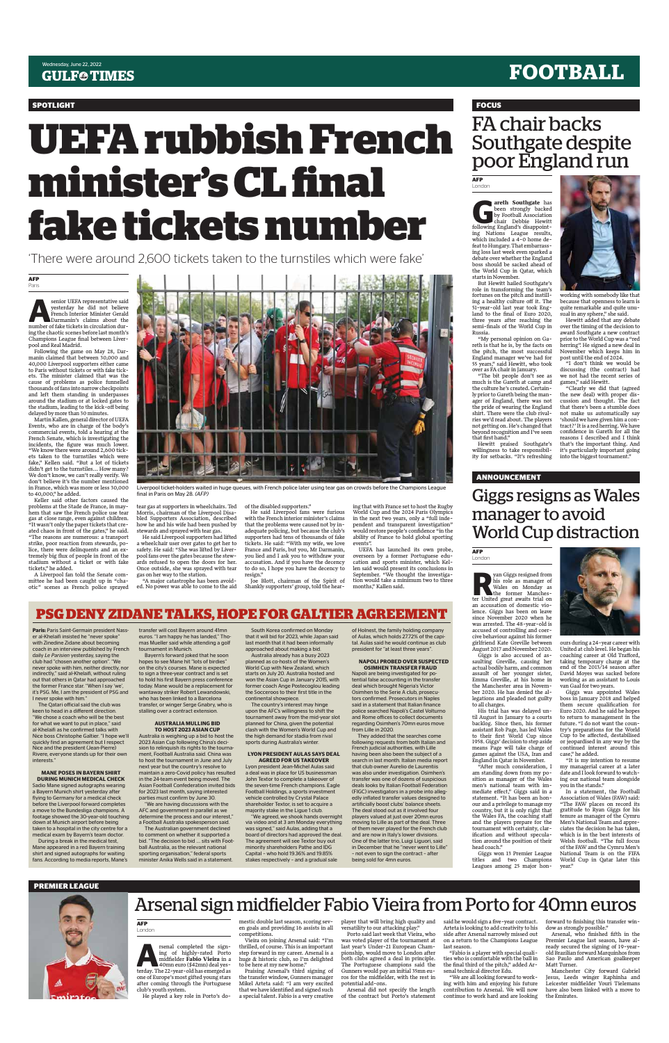SPOTLIGHT

# UEFA rubbish French minister's CL final fake tickets number

'There were around 2,600 tickets taken to the turnstiles which were fake'

AFP
Paris

A senior UEFA representative said yesterday he did not believe French Interior Minister Gerald Darmanin's claims about the number of fake tickets in circulation during the chaotic scenes before last month's Champions League final between Liverpool and Real Madrid.

Following the game on May 28, Darmanin claimed that between 30,000 and 40,000 Liverpool supporters either came to Paris without tickets or with fake tickets. The minister claimed that was the cause of problems as police funnelled thousands of fans into narrow checkpoints and left them standing in underpasses around the stadium or at locked gates to the stadium, leading to the kick-off being delayed by more than 30 minutes.

Martin Kallen, general director of UEFA Events, who are in charge of the body's commercial events, told a hearing at the French Senate, which is investigating the incidents, the figure was much lower. "We know there were around 2,600 tickets taken to the turnstiles which were fake," Kellen said. "But a lot of tickets didn't get to the turnstiles... How many? We don't know, we can't really verify. We don't believe it's the number mentioned in France, which was more or less 30,000 to 40,000," he added.

Keller said other factors caused the problems at the Stade de France, in mayhem that saw the French police use tear gas at close range, even against children. "It wasn't only the paper tickets that created chaos in front of the gates," he said. "The reasons are numerous: a transport strike, poor reaction from stewards, police, there were delinquents and an extremely big flux of people in front of the stadium without a ticket or with fake tickets," he added.

A Liverpool fan told the Senate committee he had been caught up in "chaotic" scenes as French police sprayed tear gas at supporters in wheelchairs. Ted Morris, chairman of the Liverpool Disabled Supporters Association, described how he and his wife had been pushed by stewards and sprayed with tear gas.

He said Liverpool supporters had lifted a wheelchair user over gates to get her to safety. He said: "She was lifted by Liverpool fans over the gates because the stewards refused to open the doors for her. Once outside, she was sprayed with tear gas on her way to the station.

"A major catastrophe has been avoided. No power was able to come to the aid of the disabled supporters."

He said Liverpool fans were furious with the French interior minister's claims that the problems were caused not by inadequate policing, but because the club's supporters had tens of thousands of fake tickets. He said: "With my wife, we love France and Paris, but you, Mr Darmanin, you lied and I ask you to withdraw your accusation. And if you have the decency to do so, I hope you have the decency to resign."

Joe Blott, chairman of the Spirit of Shankly supporters' group, told the hearing that with France set to host the Rugby World Cup and the 2024 Paris Olympics in the next two years, only a "full independent and transparent investigation" would restore people's confidence "in the ability of France to hold global sporting events".

UEFA has launched its own probe, overseen by a former Portuguese education and sports minister, which Kellen said would present its conclusions in September. "We thought the investigation would take a minimum two to three months," Kallen said.

Liverpool ticket-holders waited in huge queues, with French police later using tear gas on crowds before the Champions League final in Paris on May 28. *(AFP)*

## PSG DENY ZIDANE TALKS, HOPE FOR GALTIER AGREEMENT

**Paris:** Paris Saint-Germain president Nasser al-Khelaifi insisted he "never spoke" with Zinedine Zidane about becoming coach in an interview published by French daily *Le Parisien* yesterday, saying the club had "chosen another option". "We never spoke with him, neither directly, nor indirectly," said al-Khelaifi, without ruling out that others in Qatar had approached the former France star. "When I say 'we', it's PSG. Me, I am the president of PSG and I never spoke with him."

The Qatari official said the club was keen to head in a different direction. "We chose a coach who will be the best for what we want to put in place," said al-Khelaifi as he confirmed talks with Nice boss Christophe Galtier. "I hope we'll quickly find an agreement but I respect Nice and the president (Jean-Pierre) Rivere, everyone stands up for their own interests."

**MANE POSES IN BAYERN SHIRT DURING MUNICH MEDICAL CHECK**

Sadio Mane signed autographs wearing a Bayern Munich shirt yesterday after flying to Germany for a medical check before the Liverpool forward completes a move to the Bundesliga champions. A footage showed the 30-year-old touching down at Munich airport before being taken to a hospital in the city centre for a medical exam by Bayern's team doctor.

During a break in the medical test, Mane appeared in a red Bayern training shirt and signed autographs for waiting fans. According to media reports, Mane's transfer will cost Bayern around 41mn euros. "I am happy he has landed," Thomas Mueller said while attending a golf tournament in Munich.

Bayern's forward joked that he soon hopes to see Mane hit "lots of birdies" on the city's courses. Mane is expected to sign a three-year contract and is set to hold his first Bayern press conference today. Mane would be a replacement for wantaway striker Robert Lewandowski, who has been linked to a Barcelona transfer, or winger Serge Gnabry, who is stalling over a contract extension.

**AUSTRALIA MULLING BID TO HOST 2023 ASIAN CUP**

Australia is weighing up a bid to host the 2023 Asian Cup following China's decision to relinquish its rights to the tournament, Football Australia said. China was to host the tournament in June and July next year but the country's resolve to maintain a zero-Covid policy has resulted in the 24-team event being moved. The Asian Football Confederation invited bids for 2023 last month, saying interested parties must confirm by June 30.

"We are having discussions with the AFC and government in parallel as we determine the process and our interest," a Football Australia spokesperson said.

The Australian government declined to comment on whether it supported a bid. "The decision to bid ... sits with Football Australia, as the relevant national sporting organisation," federal sports minister Anika Wells said in a statement. South Korea confirmed on Monday that it will bid for 2023, while Japan said last month that it had been informally approached about making a bid.

Australia already has a busy 2023 planned as co-hosts of the Women's World Cup with New Zealand, which starts on July 20. Australia hosted and won the Asian Cup in January 2015, with former coach Ange Postecoglou leading the Socceroos to their first title in the continental showpiece.

The country's interest may hinge upon the AFC's willingness to shift the tournament away from the mid-year slot planned for China, given the potential clash with the Women's World Cup and the high demand for stadia from rival sports during Australia's winter.

**LYON PRESIDENT AULAS SAYS DEAL AGREED FOR US TAKEOVER**

Lyon president Jean-Michel Aulas said a deal was in place for US businessman John Textor to complete a takeover of the seven-time French champions. Eagle Football Holdings, a sports investment vehicle controlled by Crystal Palace shareholder Textor, is set to acquire a majority stake in the Ligue 1 club.

"We agreed, we shook hands overnight via video and at 3 am Monday everything was signed," said Aulas, adding that a board of directors had approved the deal. The agreement will see Textor buy out minority shareholders Pathe and IDG Capital - who hold 19.36% and 19.85% stakes respectively - and a gradual sale of Holnest, the family holding company of Aulas, which holds 27.72% of the capital. Aulas said he would continue as club president for "at least three years".

**NAPOLI PROBED OVER SUSPECTED OSIMHEN TRANSFER FRAUD**

Napoli are being investigated for potential false accounting in the transfer deal which brought Nigeria's Victor Osimhen to the Serie A club, prosecutors confirmed. Prosecutors in Naples said in a statement that Italian finance police searched Napoli's Castel Volturno and Rome offices to collect documents regarding Osimhen's 70mn euros move from Lille in 2020.

They added that the searches come following requests from both Italian and French judicial authorities, with Lille having been also been the subject of a search in last month. Italian media report that club owner Aurelio de Laurentiis was also under investigation. Osimhen's transfer was one of dozens of suspicious deals looks by Italian Football Federation (FIGC) investigators in a probe into allegedly inflated transfer values designed to artificially boost clubs' balance sheets. The deal stood out as it involved four players valued at just over 20mn euros moving to Lille as part of the deal. Three of them never played for the French club and are now in Italy's lower divisions. One of the latter trio, Luigi Liguori, said in December that he "never went to Lille" - not even to sign the contract - after being sold for 4mn euros.

FOCUS

# FA chair backs Southgate despite poor England run

AFP
London

Gareth Southgate has been strongly backed by Football Association chair Debbie Hewitt following England's disappointing Nations League results, which included a 4-0 home defeat to Hungary. That embarrassing loss last week even sparked a debate over whether the England boss should be sacked ahead of the World Cup in Qatar, which starts in November.

But Hewitt hailed Southgate's role in transforming the team's fortunes on the pitch and instilling a healthy culture off it. The 51-year-old last year took England to the final of Euro 2020, three years after reaching the semi-finals of the World Cup in Russia.

"My personal opinion on Gareth is that he is, by the facts on the pitch, the most successful England manager we've had for 55 years," said Hewitt, who took over as FA chair in January.

"The bit people don't see as much is the Gareth at camp and the culture he's created. Certainly prior to Gareth being the manager of England, there was not the pride of wearing the England shirt. There were the club rivalries we'd read about. The players not getting on. He's changed that beyond recognition and I've seen that first hand."

Hewitt praised Southgate's willingness to take responsibility for setbacks. "It's refreshing working with somebody like that because that openness to learn is quite remarkable and quite unusual in any sphere," she said.

Hewitt added that any debate over the timing of the decision to award Southgate a new contract prior to the World Cup was a "red herring". He signed a new deal in November which keeps him in post until the end of 2024.

"I don't think we would be discussing (the contract) had we not had the recent series of games," said Hewitt.

"Clearly we did that (agreed the new deal) with proper discussion and thought. The fact that there's been a stumble does not make us automatically say 'should we have given him a contract?' It is a red herring. We have confidence in Gareth for all the reasons I described and I think that's the important thing. And it's particularly important going into the biggest tournament."

ANNOUNCEMENT

# Giggs resigns as Wales manager to avoid World Cup distraction

AFP
London

Ryan Giggs resigned from his role as manager of Wales on Monday as the former Manchester United great awaits trial on an accusation of domestic violence. Giggs has been on leave since November 2020 when he was arrested. The 48-year-old is accused of controlling and coercive behaviour against his former girlfriend Kate Greville between August 2017 and November 2020.

Giggs is also accused of assaulting Greville, causing her actual bodily harm, and common assault of her younger sister, Emma Greville, at his home in the Manchester area in November 2020. He has denied the allegations and pleaded not guilty to all charges.

His trial has was delayed until August in January to a courts backlog. Since then, his former assistant Rob Page, has led Wales to their first World Cup since 1958. Giggs' decision to step aside means Page will take charge of games against the USA, Iran and England in Qatar in November.

"After much consideration, I am standing down from my position as manager of the Wales men's national team with immediate effect," Giggs said in a statement. "It has been an honour and a privilege to manage my country, but it is only right that the Wales FA, the coaching staff and the players prepare for the tournament with certainty, clarification and without speculation around the position of their head coach."

Giggs won 13 Premier League titles and two Champions Leagues among 25 major honours during a 24-year career with United at club level. He began his coaching career at Old Trafford, taking temporary charge at the end of the 2013/14 season after David Moyes was sacked before working as an assistant to Louis van Gaal for two years.

Giggs was appointed Wales boss in January 2018 and helped them secure qualification for Euro 2020. And he said he hopes to return to management in the future. "I do not want the country's preparations for the World Cup to be affected, destabilised or jeopardised in any way by the continued interest around this case," he added.

"It is my intention to resume my managerial career at a later date and I look forward to watching our national team alongside you in the stands."

In a statement, the Football Association of Wales (FAW) said: "The FAW places on record its gratitude to Ryan Giggs for his tenure as manager of the Cymru Men's National Team and appreciates the decision he has taken, which is in the best interests of Welsh football. "The full focus of the FAW and the Cymru Men's National Team is on the FIFA World Cup in Qatar later this year."

PREMIER LEAGUE

# Arsenal sign midfielder Fabio Vieira from Porto for 40mn euros

AFP
London

Arsenal completed the signing of highly-rated Porto midfielder **Fabio Vieira** in a 40mn euro ($42mn) deal yesterday. The 22-year-old has emerged as one of Europe's most gifted young stars after coming through the Portuguese club's youth system.

He played a key role in Porto's domestic double last season, scoring seven goals and providing 16 assists in all competitions.

Vieira on joining Arsenal said: "I'm thrilled, of course. This is an important step forward in my career. Arsenal is a huge & historic club, so I'm delighted to be here at my new home."

Praising Arsenal's third signing of the transfer window, Gunners manager Mikel Arteta said: "I am very excited that we have identified and signed such a special talent. Fabio is a very creative player that will bring high quality and versatility to our attacking play."

Porto said last week that Vieira, who was voted player of the tournament at last year's Under-21 European Championship, would move to London after both clubs agreed a deal in principle. The Portuguese champions said the Gunners would pay an initial 35mn euros for the midfielder, with the rest in potential add-ons.

Arsenal did not specify the length of the contract but Porto's statement said he would sign a five-year contract. Arteta is looking to add creativity to his side after Arsenal narrowly missed out on a return to the Champions League last season.

"Fabio is a player with special qualities who is comfortable with the ball in the final third of the pitch," added Arsenal technical director Edu.

"We are all looking forward to working with him and enjoying his future contribution to Arsenal. We will now continue to work hard and are looking forward to finishing this transfer window as strongly possible."

Arsenal, who finished fifth in the Premier League last season, have already secured the signing of 19-year-old Brazilian forward Marquinhos from Sao Paulo and American goalkeeper Matt Turner.

Manchester City forward Gabriel Jesus, Leeds winger Raphinha and Leicester midfielder Youri Tielemans have also been linked with a move to the Emirates.